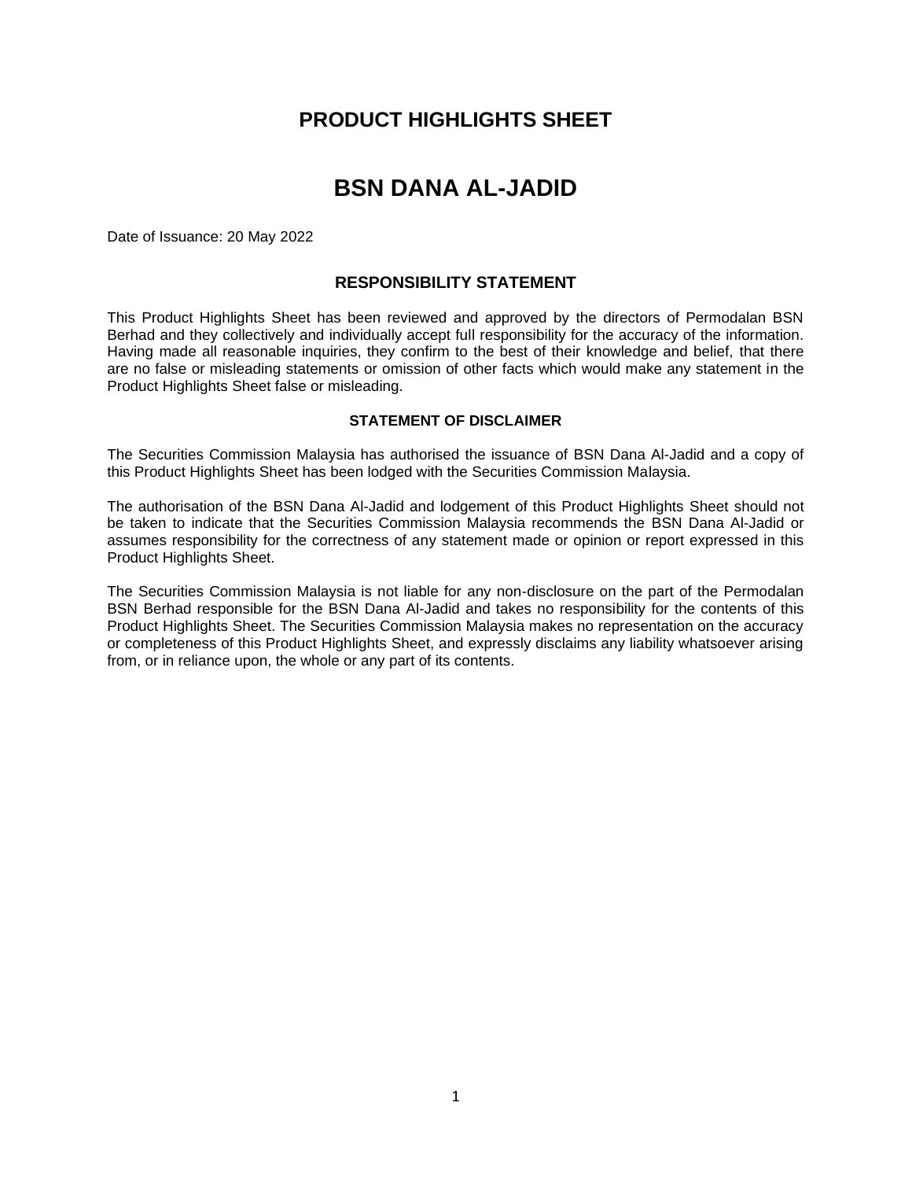# PRODUCT HIGHLIGHTS SHEET

# BSN DANA AL-JADID

Date of Issuance: 20 May 2022

## RESPONSIBILITY STATEMENT

This Product Highlights Sheet has been reviewed and approved by the directors of Permodalan BSN Berhad and they collectively and individually accept full responsibility for the accuracy of the information. Having made all reasonable inquiries, they confirm to the best of their knowledge and belief, that there are no false or misleading statements or omission of other facts which would make any statement in the Product Highlights Sheet false or misleading.

### STATEMENT OF DISCLAIMER

The Securities Commission Malaysia has authorised the issuance of BSN Dana Al-Jadid and a copy of this Product Highlights Sheet has been lodged with the Securities Commission Malaysia.

The authorisation of the BSN Dana Al-Jadid and lodgement of this Product Highlights Sheet should not be taken to indicate that the Securities Commission Malaysia recommends the BSN Dana Al-Jadid or assumes responsibility for the correctness of any statement made or opinion or report expressed in this Product Highlights Sheet.

The Securities Commission Malaysia is not liable for any non-disclosure on the part of the Permodalan BSN Berhad responsible for the BSN Dana Al-Jadid and takes no responsibility for the contents of this Product Highlights Sheet. The Securities Commission Malaysia makes no representation on the accuracy or completeness of this Product Highlights Sheet, and expressly disclaims any liability whatsoever arising from, or in reliance upon, the whole or any part of its contents.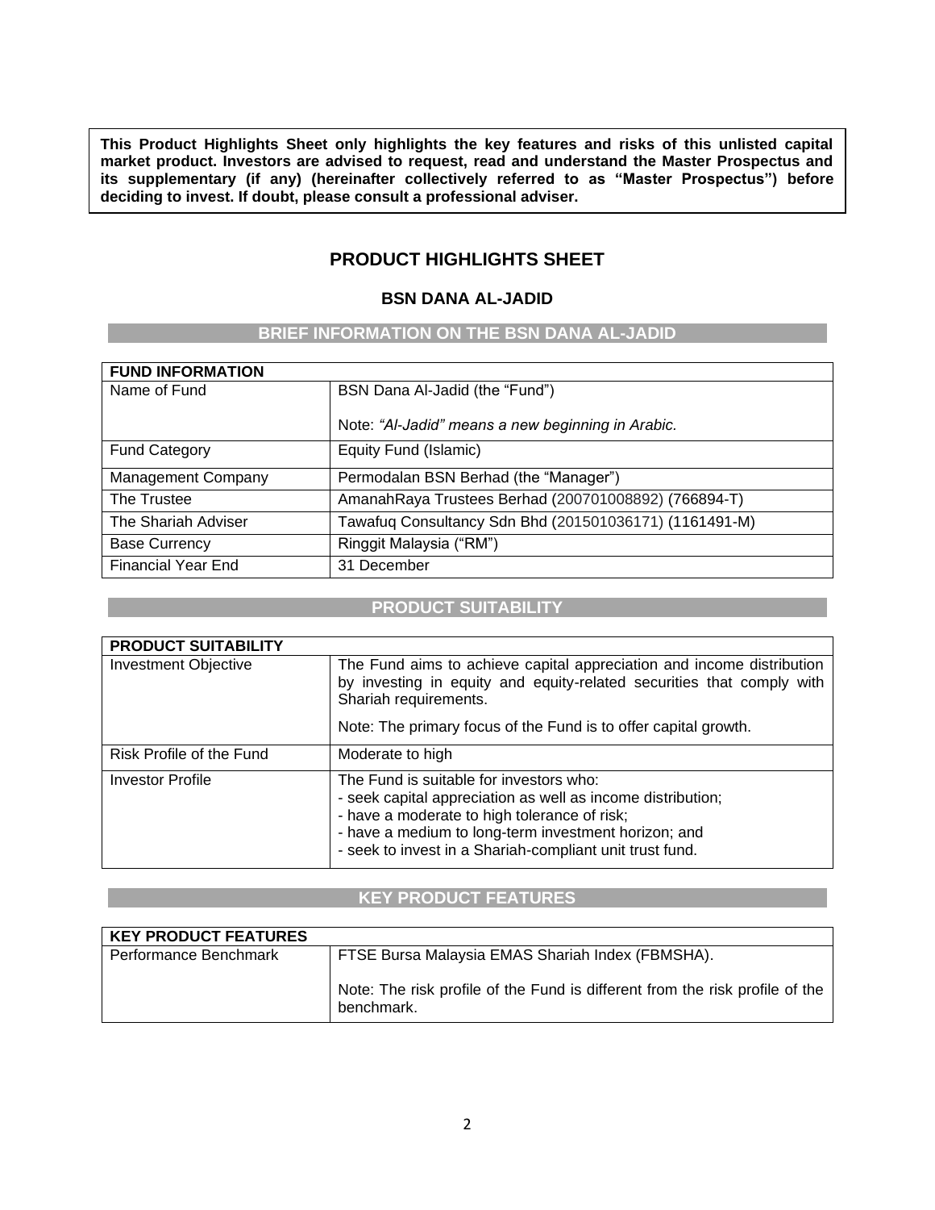**This Product Highlights Sheet only highlights the key features and risks of this unlisted capital market product. Investors are advised to request, read and understand the Master Prospectus and its supplementary (if any) (hereinafter collectively referred to as "Master Prospectus") before deciding to invest. If doubt, please consult a professional adviser.**

# PRODUCT HIGHLIGHTS SHEET

## BSN DANA AL-JADID

### BRIEF INFORMATION ON THE BSN DANA AL-JADID

| FUND INFORMATION | |
|---|---|
| Name of Fund | BSN Dana Al-Jadid (the "Fund")<br><br>Note: *"Al-Jadid" means a new beginning in Arabic.* |
| Fund Category | Equity Fund (Islamic) |
| Management Company | Permodalan BSN Berhad (the "Manager") |
| The Trustee | AmanahRaya Trustees Berhad (200701008892) (766894-T) |
| The Shariah Adviser | Tawafuq Consultancy Sdn Bhd (201501036171) (1161491-M) |
| Base Currency | Ringgit Malaysia ("RM") |
| Financial Year End | 31 December |

### PRODUCT SUITABILITY

| PRODUCT SUITABILITY | |
|---|---|
| Investment Objective | The Fund aims to achieve capital appreciation and income distribution by investing in equity and equity-related securities that comply with Shariah requirements.<br><br>Note: The primary focus of the Fund is to offer capital growth. |
| Risk Profile of the Fund | Moderate to high |
| Investor Profile | The Fund is suitable for investors who:<br>- seek capital appreciation as well as income distribution;<br>- have a moderate to high tolerance of risk;<br>- have a medium to long-term investment horizon; and<br>- seek to invest in a Shariah-compliant unit trust fund. |

### KEY PRODUCT FEATURES

| KEY PRODUCT FEATURES | |
|---|---|
| Performance Benchmark | FTSE Bursa Malaysia EMAS Shariah Index (FBMSHA).<br><br>Note: The risk profile of the Fund is different from the risk profile of the benchmark. |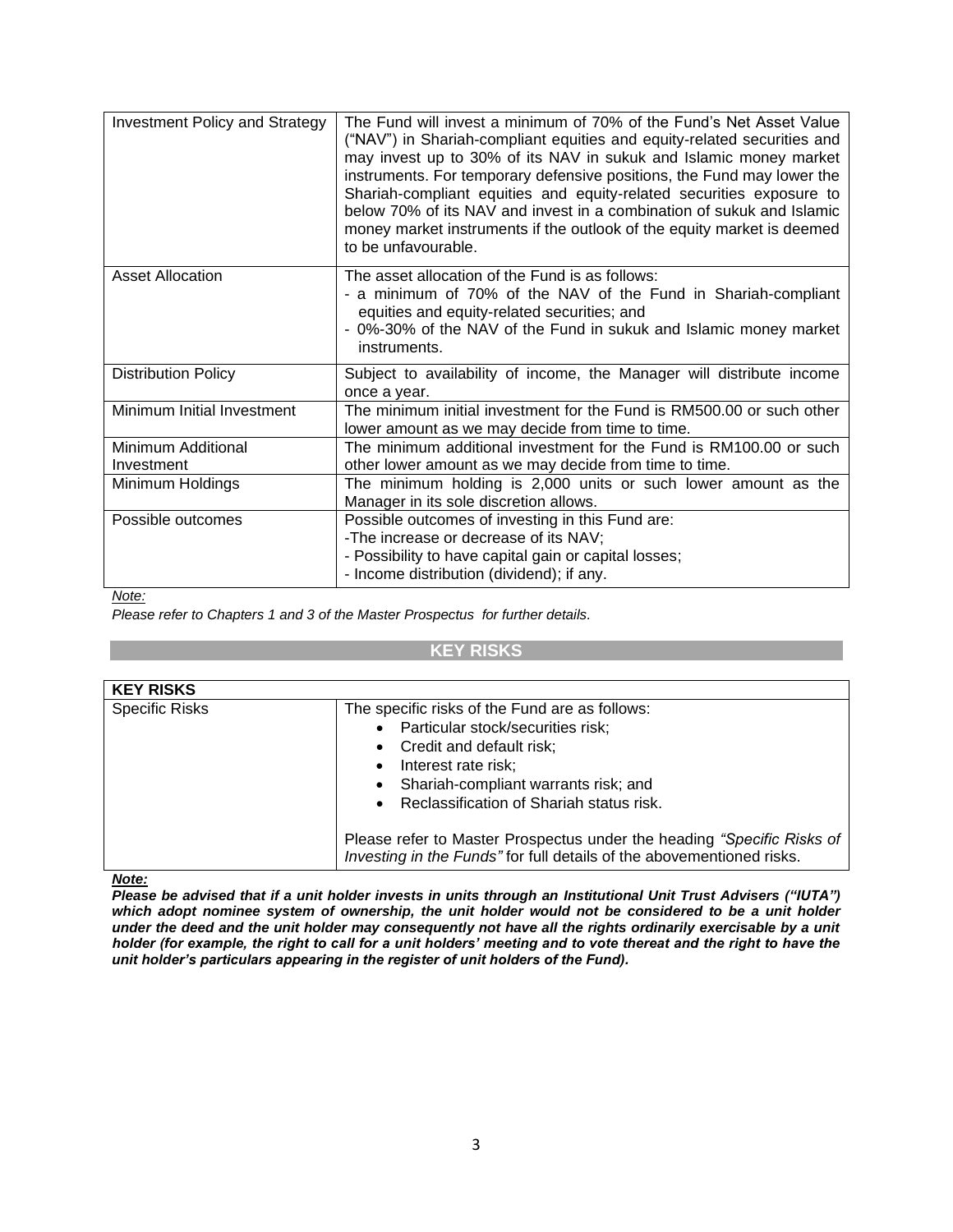| Investment Policy and Strategy | The Fund will invest a minimum of 70% of the Fund's Net Asset Value ("NAV") in Shariah-compliant equities and equity-related securities and may invest up to 30% of its NAV in sukuk and Islamic money market instruments. For temporary defensive positions, the Fund may lower the Shariah-compliant equities and equity-related securities exposure to below 70% of its NAV and invest in a combination of sukuk and Islamic money market instruments if the outlook of the equity market is deemed to be unfavourable. |
|---|---|
| Asset Allocation | The asset allocation of the Fund is as follows:<br>- a minimum of 70% of the NAV of the Fund in Shariah-compliant equities and equity-related securities; and<br>- 0%-30% of the NAV of the Fund in sukuk and Islamic money market instruments. |
| Distribution Policy | Subject to availability of income, the Manager will distribute income once a year. |
| Minimum Initial Investment | The minimum initial investment for the Fund is RM500.00 or such other lower amount as we may decide from time to time. |
| Minimum Additional Investment | The minimum additional investment for the Fund is RM100.00 or such other lower amount as we may decide from time to time. |
| Minimum Holdings | The minimum holding is 2,000 units or such lower amount as the Manager in its sole discretion allows. |
| Possible outcomes | Possible outcomes of investing in this Fund are:<br>-The increase or decrease of its NAV;<br>- Possibility to have capital gain or capital losses;<br>- Income distribution (dividend); if any. |

*Note:*

*Please refer to Chapters 1 and 3 of the Master Prospectus for further details.*

## KEY RISKS

| KEY RISKS | |
|---|---|
| Specific Risks | The specific risks of the Fund are as follows:<br>• Particular stock/securities risk;<br>• Credit and default risk;<br>• Interest rate risk;<br>• Shariah-compliant warrants risk; and<br>• Reclassification of Shariah status risk.<br><br>Please refer to Master Prospectus under the heading *"Specific Risks of Investing in the Funds"* for full details of the abovementioned risks. |

***Note:***

***Please be advised that if a unit holder invests in units through an Institutional Unit Trust Advisers ("IUTA") which adopt nominee system of ownership, the unit holder would not be considered to be a unit holder under the deed and the unit holder may consequently not have all the rights ordinarily exercisable by a unit holder (for example, the right to call for a unit holders' meeting and to vote thereat and the right to have the unit holder's particulars appearing in the register of unit holders of the Fund).***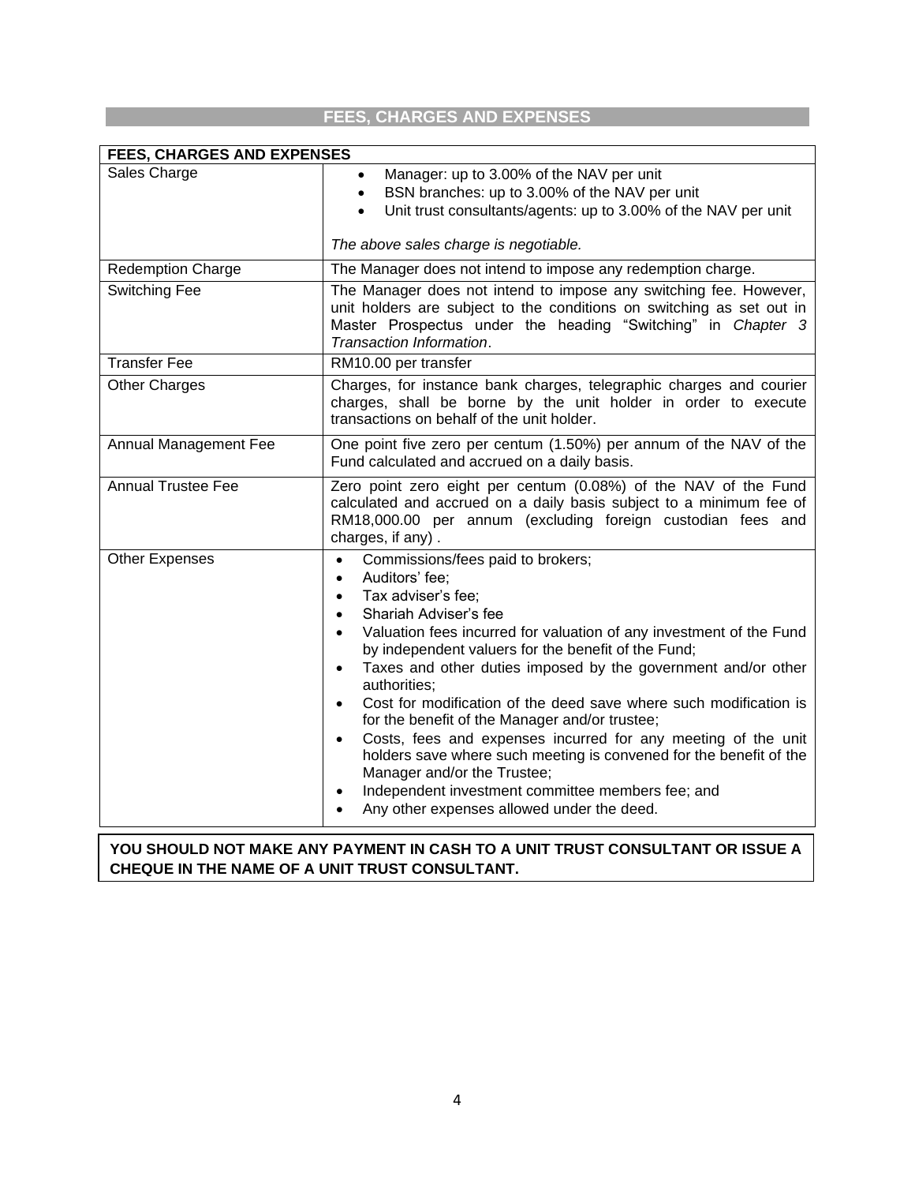## FEES, CHARGES AND EXPENSES

| FEES, CHARGES AND EXPENSES | |
|---|---|
| Sales Charge | • Manager: up to 3.00% of the NAV per unit<br>• BSN branches: up to 3.00% of the NAV per unit<br>• Unit trust consultants/agents: up to 3.00% of the NAV per unit<br><br>*The above sales charge is negotiable.* |
| Redemption Charge | The Manager does not intend to impose any redemption charge. |
| Switching Fee | The Manager does not intend to impose any switching fee. However, unit holders are subject to the conditions on switching as set out in Master Prospectus under the heading "Switching" in *Chapter 3 Transaction Information*. |
| Transfer Fee | RM10.00 per transfer |
| Other Charges | Charges, for instance bank charges, telegraphic charges and courier charges, shall be borne by the unit holder in order to execute transactions on behalf of the unit holder. |
| Annual Management Fee | One point five zero per centum (1.50%) per annum of the NAV of the Fund calculated and accrued on a daily basis. |
| Annual Trustee Fee | Zero point zero eight per centum (0.08%) of the NAV of the Fund calculated and accrued on a daily basis subject to a minimum fee of RM18,000.00 per annum (excluding foreign custodian fees and charges, if any) . |
| Other Expenses | • Commissions/fees paid to brokers;<br>• Auditors' fee;<br>• Tax adviser's fee;<br>• Shariah Adviser's fee<br>• Valuation fees incurred for valuation of any investment of the Fund by independent valuers for the benefit of the Fund;<br>• Taxes and other duties imposed by the government and/or other authorities;<br>• Cost for modification of the deed save where such modification is for the benefit of the Manager and/or trustee;<br>• Costs, fees and expenses incurred for any meeting of the unit holders save where such meeting is convened for the benefit of the Manager and/or the Trustee;<br>• Independent investment committee members fee; and<br>• Any other expenses allowed under the deed. |

**YOU SHOULD NOT MAKE ANY PAYMENT IN CASH TO A UNIT TRUST CONSULTANT OR ISSUE A CHEQUE IN THE NAME OF A UNIT TRUST CONSULTANT.**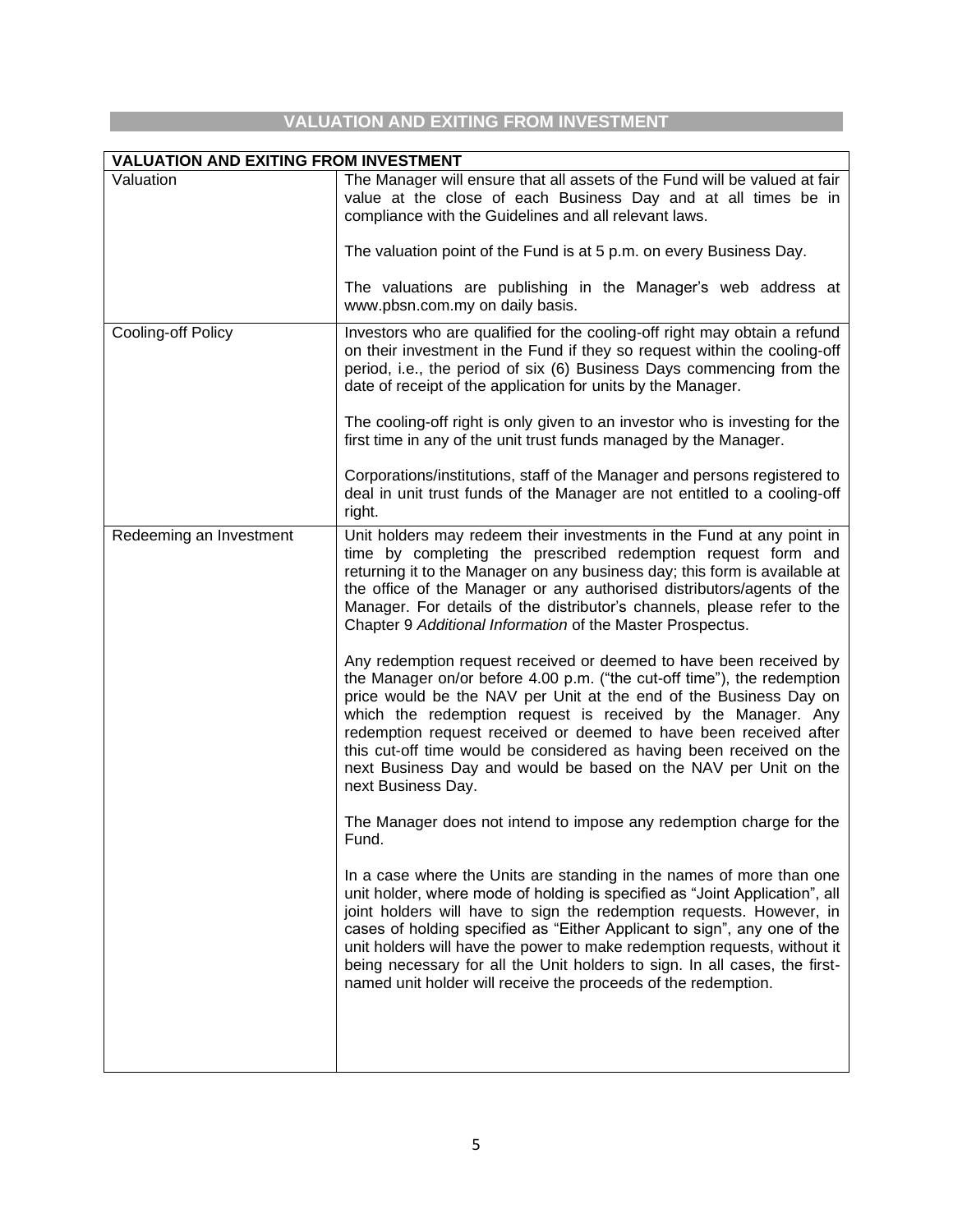## VALUATION AND EXITING FROM INVESTMENT

| VALUATION AND EXITING FROM INVESTMENT | |
|---|---|
| Valuation | The Manager will ensure that all assets of the Fund will be valued at fair value at the close of each Business Day and at all times be in compliance with the Guidelines and all relevant laws.<br><br>The valuation point of the Fund is at 5 p.m. on every Business Day.<br><br>The valuations are publishing in the Manager's web address at www.pbsn.com.my on daily basis. |
| Cooling-off Policy | Investors who are qualified for the cooling-off right may obtain a refund on their investment in the Fund if they so request within the cooling-off period, i.e., the period of six (6) Business Days commencing from the date of receipt of the application for units by the Manager.<br><br>The cooling-off right is only given to an investor who is investing for the first time in any of the unit trust funds managed by the Manager.<br><br>Corporations/institutions, staff of the Manager and persons registered to deal in unit trust funds of the Manager are not entitled to a cooling-off right. |
| Redeeming an Investment | Unit holders may redeem their investments in the Fund at any point in time by completing the prescribed redemption request form and returning it to the Manager on any business day; this form is available at the office of the Manager or any authorised distributors/agents of the Manager. For details of the distributor's channels, please refer to the Chapter 9 *Additional Information* of the Master Prospectus.<br><br>Any redemption request received or deemed to have been received by the Manager on/or before 4.00 p.m. ("the cut-off time"), the redemption price would be the NAV per Unit at the end of the Business Day on which the redemption request is received by the Manager. Any redemption request received or deemed to have been received after this cut-off time would be considered as having been received on the next Business Day and would be based on the NAV per Unit on the next Business Day.<br><br>The Manager does not intend to impose any redemption charge for the Fund.<br><br>In a case where the Units are standing in the names of more than one unit holder, where mode of holding is specified as "Joint Application", all joint holders will have to sign the redemption requests. However, in cases of holding specified as "Either Applicant to sign", any one of the unit holders will have the power to make redemption requests, without it being necessary for all the Unit holders to sign. In all cases, the first-named unit holder will receive the proceeds of the redemption. |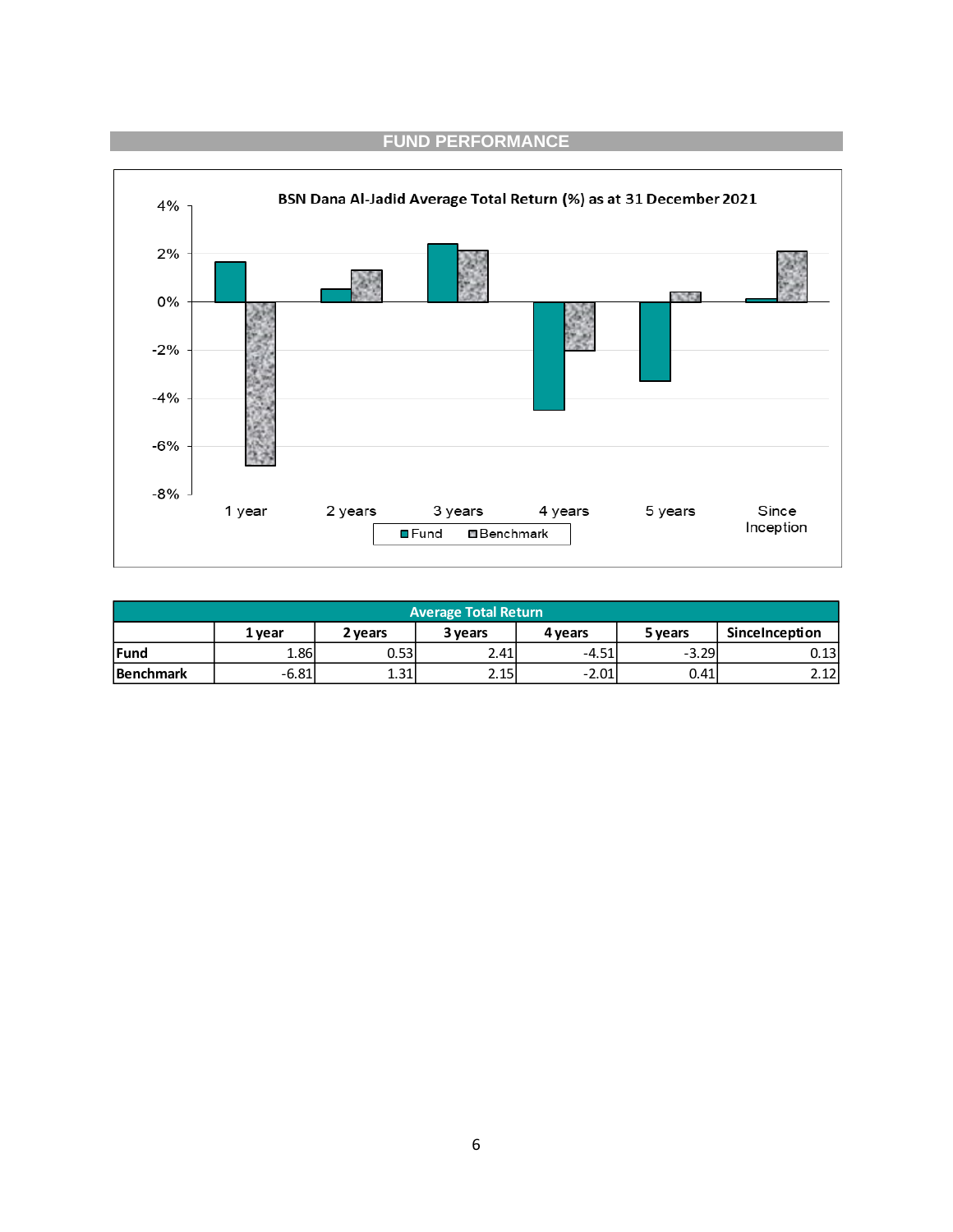## FUND PERFORMANCE

BSN Dana Al-Jadid Average Total Return (%) as at 31 December 2021

| Average Total Return | | | | | | |
|---|---|---|---|---|---|---|
| | 1 year | 2 years | 3 years | 4 years | 5 years | SinceInception |
| Fund | 1.86 | 0.53 | 2.41 | -4.51 | -3.29 | 0.13 |
| Benchmark | -6.81 | 1.31 | 2.15 | -2.01 | 0.41 | 2.12 |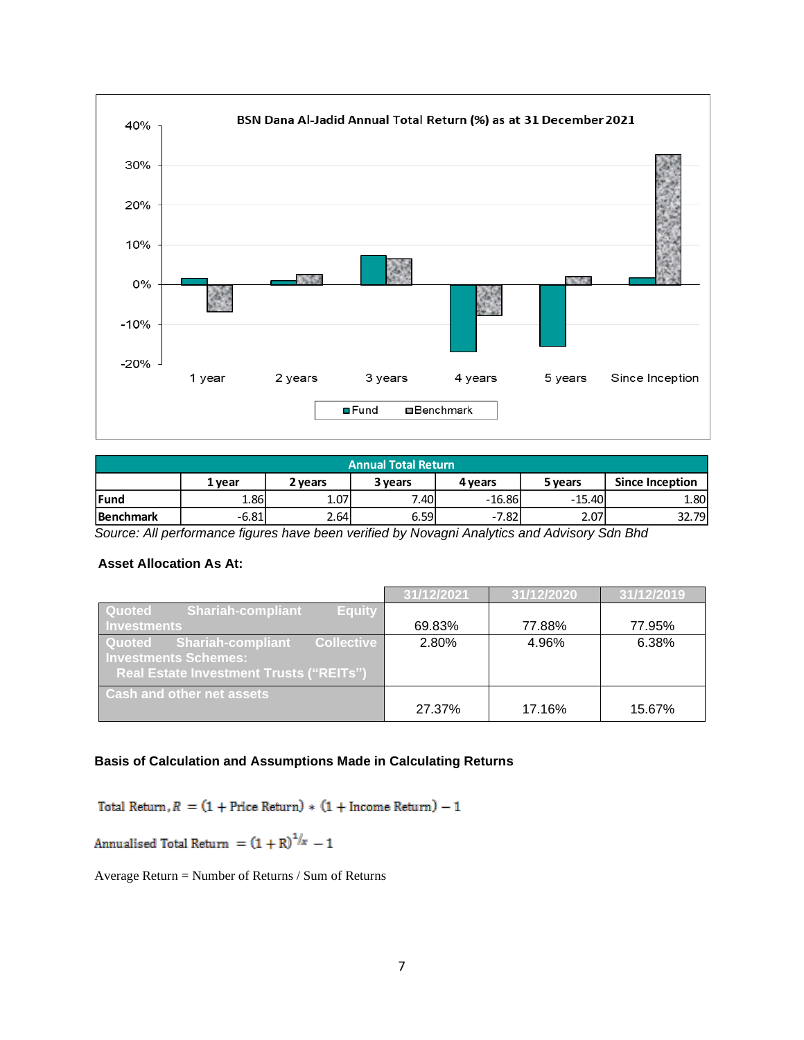**BSN Dana Al-Jadid Annual Total Return (%) as at 31 December 2021**

| Annual Total Return | | | | | | |
|---|---|---|---|---|---|---|
| | 1 year | 2 years | 3 years | 4 years | 5 years | Since Inception |
| Fund | 1.86 | 1.07 | 7.40 | -16.86 | -15.40 | 1.80 |
| Benchmark | -6.81 | 2.64 | 6.59 | -7.82 | 2.07 | 32.79 |

*Source: All performance figures have been verified by Novagni Analytics and Advisory Sdn Bhd*

**Asset Allocation As At:**

| | 31/12/2021 | 31/12/2020 | 31/12/2019 |
|---|---|---|---|
| Quoted Shariah-compliant Equity Investments | 69.83% | 77.88% | 77.95% |
| Quoted Shariah-compliant Collective Investments Schemes: Real Estate Investment Trusts ("REITs") | 2.80% | 4.96% | 6.38% |
| Cash and other net assets | 27.37% | 17.16% | 15.67% |

**Basis of Calculation and Assumptions Made in Calculating Returns**

$$\text{Total Return}, R = (1 + \text{Price Return}) * (1 + \text{Income Return}) - 1$$

$$\text{Annualised Total Return} = (1 + R)^{1/x} - 1$$

Average Return = Number of Returns / Sum of Returns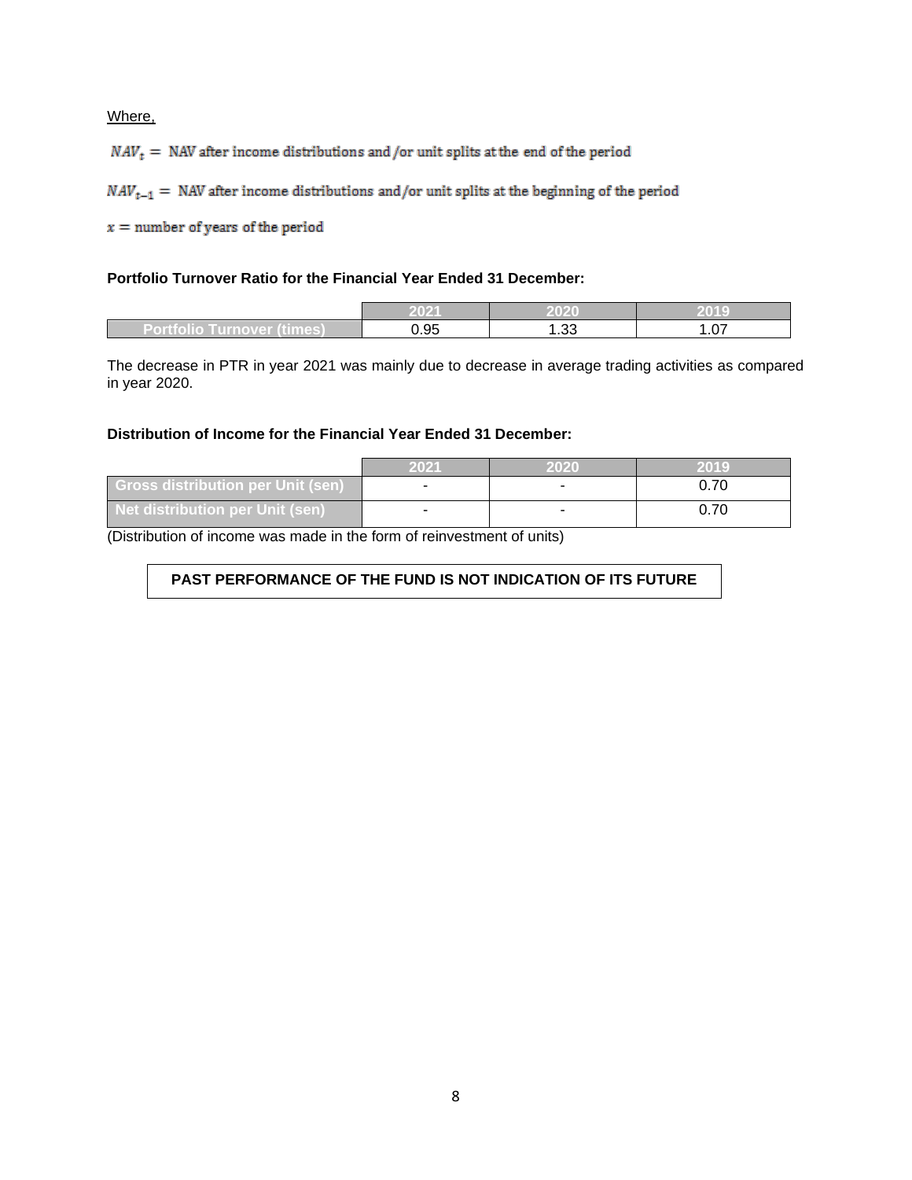Where,

$NAV_t = $ NAV after income distributions and/or unit splits at the end of the period

$NAV_{t-1} = $ NAV after income distributions and/or unit splits at the beginning of the period

$x = $ number of years of the period

**Portfolio Turnover Ratio for the Financial Year Ended 31 December:**

| | 2021 | 2020 | 2019 |
|---|---|---|---|
| Portfolio Turnover (times) | 0.95 | 1.33 | 1.07 |

The decrease in PTR in year 2021 was mainly due to decrease in average trading activities as compared in year 2020.

**Distribution of Income for the Financial Year Ended 31 December:**

| | 2021 | 2020 | 2019 |
|---|---|---|---|
| Gross distribution per Unit (sen) | - | - | 0.70 |
| Net distribution per Unit (sen) | - | - | 0.70 |

(Distribution of income was made in the form of reinvestment of units)

**PAST PERFORMANCE OF THE FUND IS NOT INDICATION OF ITS FUTURE**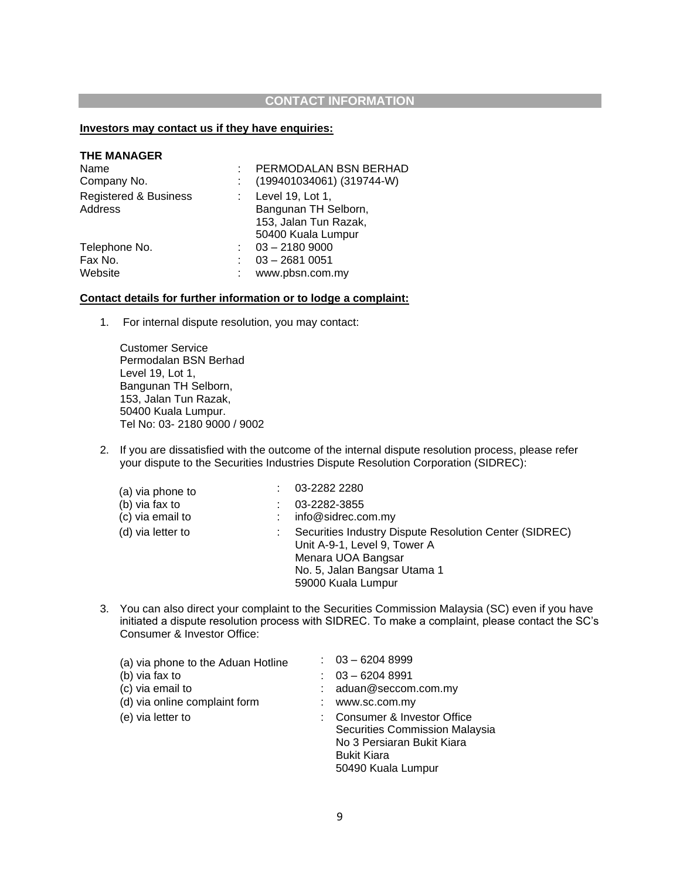## CONTACT INFORMATION

**Investors may contact us if they have enquiries:**

**THE MANAGER**

| | | |
|---|---|---|
| Name | : | PERMODALAN BSN BERHAD |
| Company No. | : | (199401034061) (319744-W) |
| Registered & Business Address | : | Level 19, Lot 1, Bangunan TH Selborn, 153, Jalan Tun Razak, 50400 Kuala Lumpur |
| Telephone No. | : | 03 – 2180 9000 |
| Fax No. | : | 03 – 2681 0051 |
| Website | : | www.pbsn.com.my |

**Contact details for further information or to lodge a complaint:**

1. For internal dispute resolution, you may contact:

   Customer Service
   Permodalan BSN Berhad
   Level 19, Lot 1,
   Bangunan TH Selborn,
   153, Jalan Tun Razak,
   50400 Kuala Lumpur.
   Tel No: 03- 2180 9000 / 9002

2. If you are dissatisfied with the outcome of the internal dispute resolution process, please refer your dispute to the Securities Industries Dispute Resolution Corporation (SIDREC):

   | | | |
   |---|---|---|
   | (a) via phone to | : | 03-2282 2280 |
   | (b) via fax to | : | 03-2282-3855 |
   | (c) via email to | : | info@sidrec.com.my |
   | (d) via letter to | : | Securities Industry Dispute Resolution Center (SIDREC) Unit A-9-1, Level 9, Tower A Menara UOA Bangsar No. 5, Jalan Bangsar Utama 1 59000 Kuala Lumpur |

3. You can also direct your complaint to the Securities Commission Malaysia (SC) even if you have initiated a dispute resolution process with SIDREC. To make a complaint, please contact the SC's Consumer & Investor Office:

   | | | |
   |---|---|---|
   | (a) via phone to the Aduan Hotline | : | 03 – 6204 8999 |
   | (b) via fax to | : | 03 – 6204 8991 |
   | (c) via email to | : | aduan@seccom.com.my |
   | (d) via online complaint form | : | www.sc.com.my |
   | (e) via letter to | : | Consumer & Investor Office Securities Commission Malaysia No 3 Persiaran Bukit Kiara Bukit Kiara 50490 Kuala Lumpur |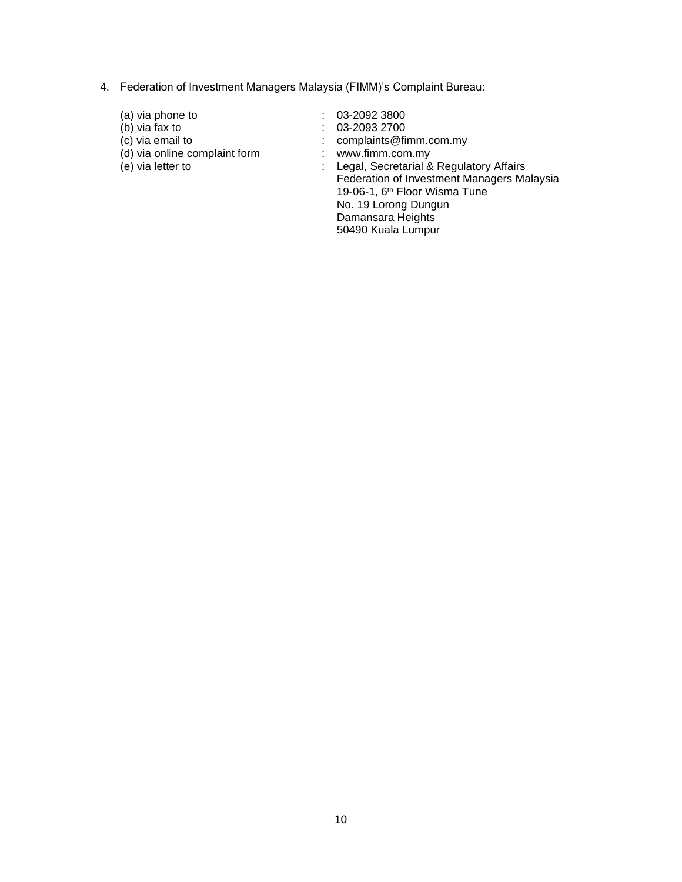4. Federation of Investment Managers Malaysia (FIMM)'s Complaint Bureau:

| | | |
|---|---|---|
| (a) via phone to | : | 03-2092 3800 |
| (b) via fax to | : | 03-2093 2700 |
| (c) via email to | : | complaints@fimm.com.my |
| (d) via online complaint form | : | www.fimm.com.my |
| (e) via letter to | : | Legal, Secretarial & Regulatory Affairs<br>Federation of Investment Managers Malaysia<br>19-06-1, 6th Floor Wisma Tune<br>No. 19 Lorong Dungun<br>Damansara Heights<br>50490 Kuala Lumpur |